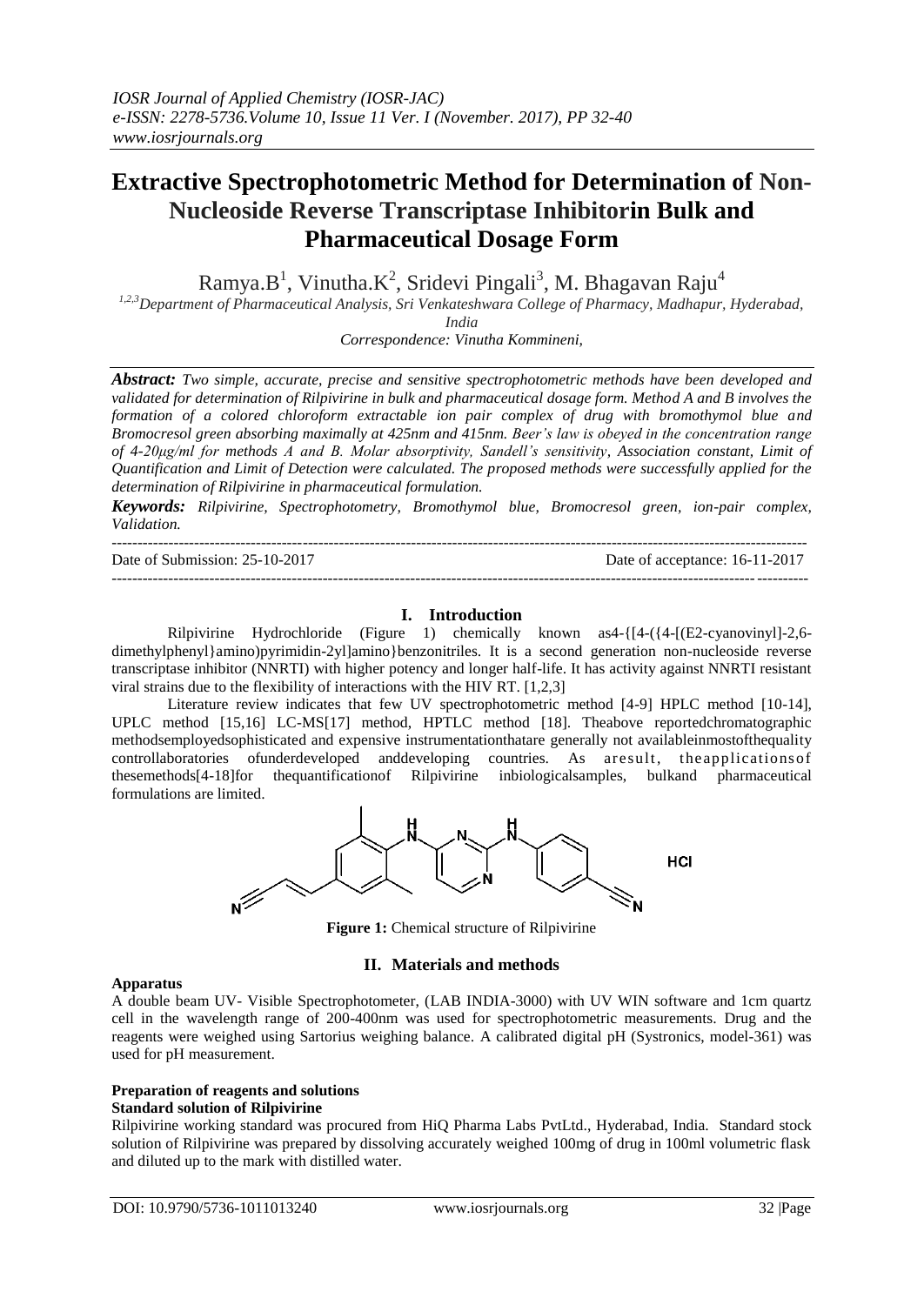# Extractive Spectrophotometric Method for Determination of Non-Nucleoside Reverse Transcriptase Inhibitorin Bulk and Pharmaceutical Dosage Form

Ramya.B[1], Vinutha.K[2], Sridevi Pingali[3], M. Bhagavan Raju[4]

[1,2,3]Department of Pharmaceutical Analysis, Sri Venkateshwara College of Pharmacy, Madhapur, Hyderabad, India

Correspondence: Vinutha Kommineni,

***Abstract:*** *Two simple, accurate, precise and sensitive spectrophotometric methods have been developed and validated for determination of Rilpivirine in bulk and pharmaceutical dosage form. Method A and B involves the formation of a colored chloroform extractable ion pair complex of drug with bromothymol blue and Bromocresol green absorbing maximally at 425nm and 415nm. Beer's law is obeyed in the concentration range of 4-20μg/ml for methods A and B. Molar absorptivity, Sandell's sensitivity, Association constant, Limit of Quantification and Limit of Detection were calculated. The proposed methods were successfully applied for the determination of Rilpivirine in pharmaceutical formulation.*

***Keywords:*** *Rilpivirine, Spectrophotometry, Bromothymol blue, Bromocresol green, ion-pair complex, Validation.*

Date of Submission: 25-10-2017 Date of acceptance: 16-11-2017

## I. Introduction

Rilpivirine Hydrochloride (Figure 1) chemically known as4-{[4-({4-[(E2-cyanovinyl]-2,6-dimethylphenyl}amino)pyrimidin-2yl]amino}benzonitriles. It is a second generation non-nucleoside reverse transcriptase inhibitor (NNRTI) with higher potency and longer half-life. It has activity against NNRTI resistant viral strains due to the flexibility of interactions with the HIV RT. [1,2,3]

Literature review indicates that few UV spectrophotometric method [4-9] HPLC method [10-14], UPLC method [15,16] LC-MS[17] method, HPTLC method [18]. Theabove reportedchromatographic methodsemployedsophisticated and expensive instrumentationthatare generally not availableinmostofthequality controllaboratories ofunderdeveloped anddeveloping countries. As aresult, theapplicationsof thesemethods[4-18]for thequantificationof Rilpivirine inbiologicalsamples, bulkand pharmaceutical formulations are limited.

**Figure 1:** Chemical structure of Rilpivirine

## II. Materials and methods

### Apparatus

A double beam UV- Visible Spectrophotometer, (LAB INDIA-3000) with UV WIN software and 1cm quartz cell in the wavelength range of 200-400nm was used for spectrophotometric measurements. Drug and the reagents were weighed using Sartorius weighing balance. A calibrated digital pH (Systronics, model-361) was used for pH measurement.

### Preparation of reagents and solutions

#### Standard solution of Rilpivirine

Rilpivirine working standard was procured from HiQ Pharma Labs PvtLtd., Hyderabad, India. Standard stock solution of Rilpivirine was prepared by dissolving accurately weighed 100mg of drug in 100ml volumetric flask and diluted up to the mark with distilled water.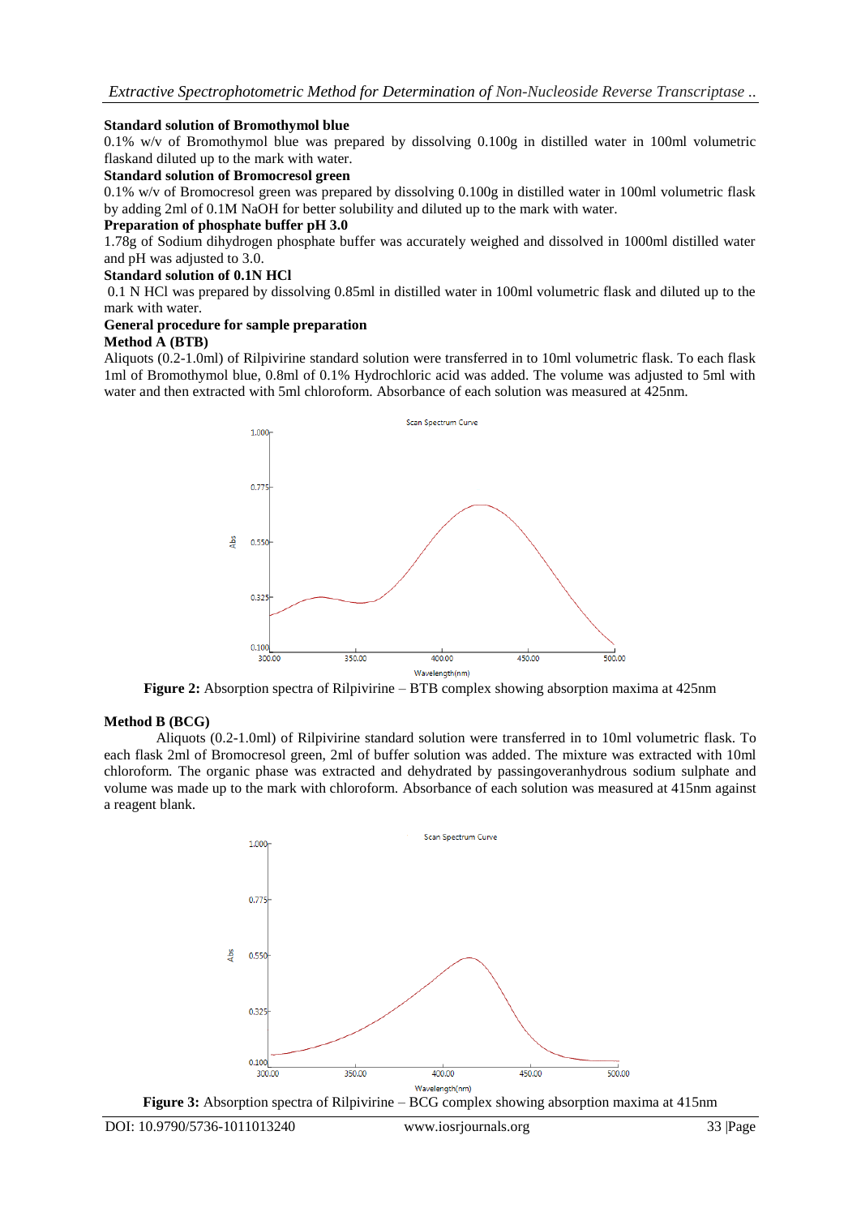**Standard solution of Bromothymol blue**

0.1% w/v of Bromothymol blue was prepared by dissolving 0.100g in distilled water in 100ml volumetric flaskand diluted up to the mark with water.

**Standard solution of Bromocresol green**

0.1% w/v of Bromocresol green was prepared by dissolving 0.100g in distilled water in 100ml volumetric flask by adding 2ml of 0.1M NaOH for better solubility and diluted up to the mark with water.

**Preparation of phosphate buffer pH 3.0**

1.78g of Sodium dihydrogen phosphate buffer was accurately weighed and dissolved in 1000ml distilled water and pH was adjusted to 3.0.

**Standard solution of 0.1N HCl**

0.1 N HCl was prepared by dissolving 0.85ml in distilled water in 100ml volumetric flask and diluted up to the mark with water.

**General procedure for sample preparation**

**Method A (BTB)**

Aliquots (0.2-1.0ml) of Rilpivirine standard solution were transferred in to 10ml volumetric flask. To each flask 1ml of Bromothymol blue, 0.8ml of 0.1% Hydrochloric acid was added. The volume was adjusted to 5ml with water and then extracted with 5ml chloroform. Absorbance of each solution was measured at 425nm.

**Figure 2:** Absorption spectra of Rilpivirine – BTB complex showing absorption maxima at 425nm

**Method B (BCG)**

Aliquots (0.2-1.0ml) of Rilpivirine standard solution were transferred in to 10ml volumetric flask. To each flask 2ml of Bromocresol green, 2ml of buffer solution was added. The mixture was extracted with 10ml chloroform. The organic phase was extracted and dehydrated by passingoveranhydrous sodium sulphate and volume was made up to the mark with chloroform. Absorbance of each solution was measured at 415nm against a reagent blank.

**Figure 3:** Absorption spectra of Rilpivirine – BCG complex showing absorption maxima at 415nm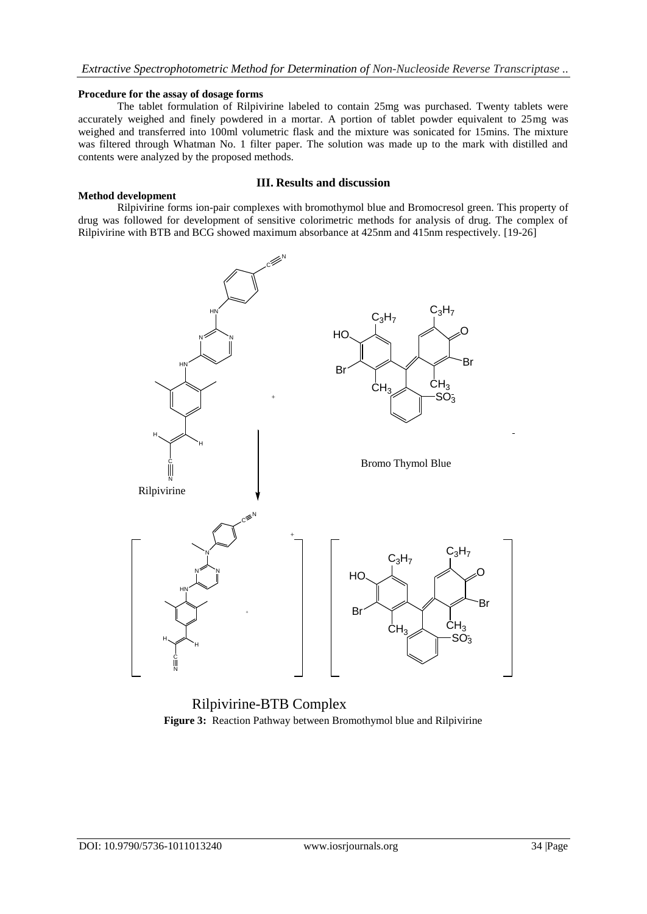**Procedure for the assay of dosage forms**

The tablet formulation of Rilpivirine labeled to contain 25mg was purchased. Twenty tablets were accurately weighed and finely powdered in a mortar. A portion of tablet powder equivalent to 25mg was weighed and transferred into 100ml volumetric flask and the mixture was sonicated for 15mins. The mixture was filtered through Whatman No. 1 filter paper. The solution was made up to the mark with distilled and contents were analyzed by the proposed methods.

## III. Results and discussion

**Method development**

Rilpivirine forms ion-pair complexes with bromothymol blue and Bromocresol green. This property of drug was followed for development of sensitive colorimetric methods for analysis of drug. The complex of Rilpivirine with BTB and BCG showed maximum absorbance at 425nm and 415nm respectively. [19-26]

Rilpivirine

Bromo Thymol Blue

Rilpivirine-BTB Complex

**Figure 3:** Reaction Pathway between Bromothymol blue and Rilpivirine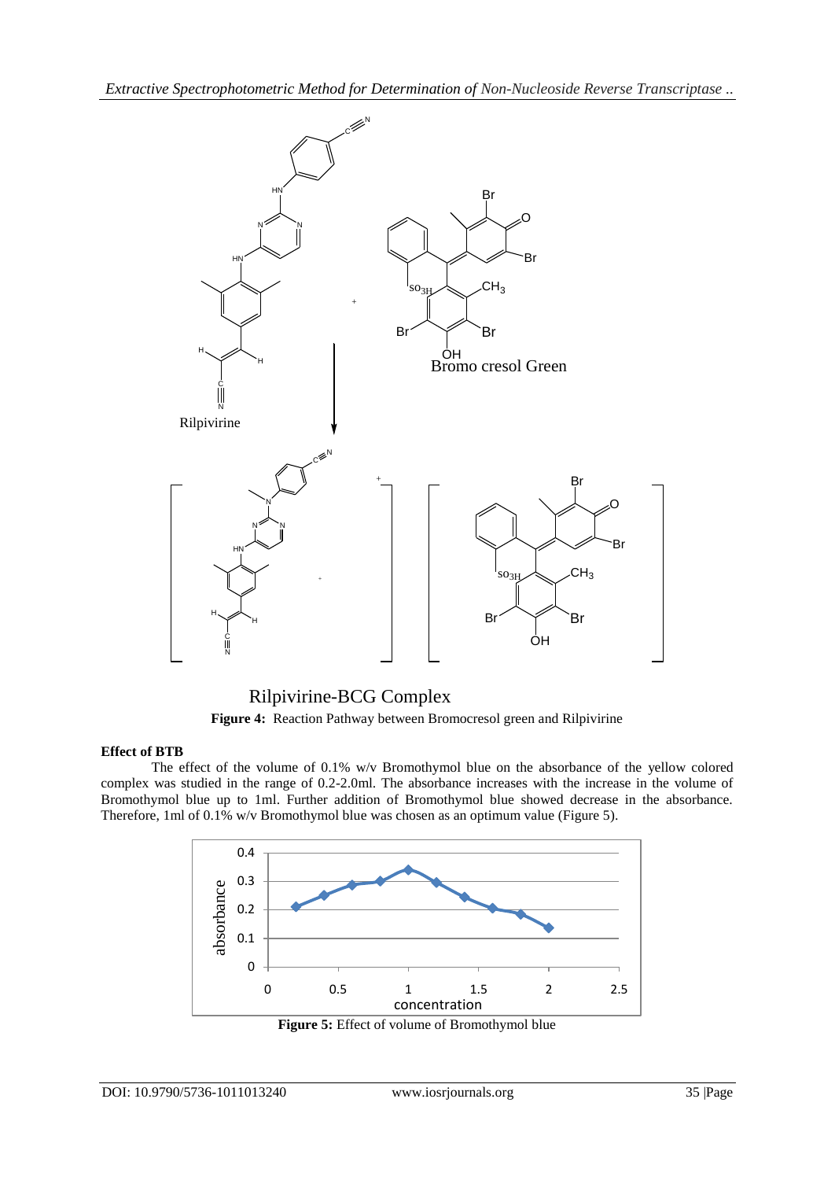Rilpivirine

Bromo cresol Green

Rilpivirine-BCG Complex

**Figure 4:** Reaction Pathway between Bromocresol green and Rilpivirine

**Effect of BTB**

The effect of the volume of 0.1% w/v Bromothymol blue on the absorbance of the yellow colored complex was studied in the range of 0.2-2.0ml. The absorbance increases with the increase in the volume of Bromothymol blue up to 1ml. Further addition of Bromothymol blue showed decrease in the absorbance. Therefore, 1ml of 0.1% w/v Bromothymol blue was chosen as an optimum value (Figure 5).

**Figure 5:** Effect of volume of Bromothymol blue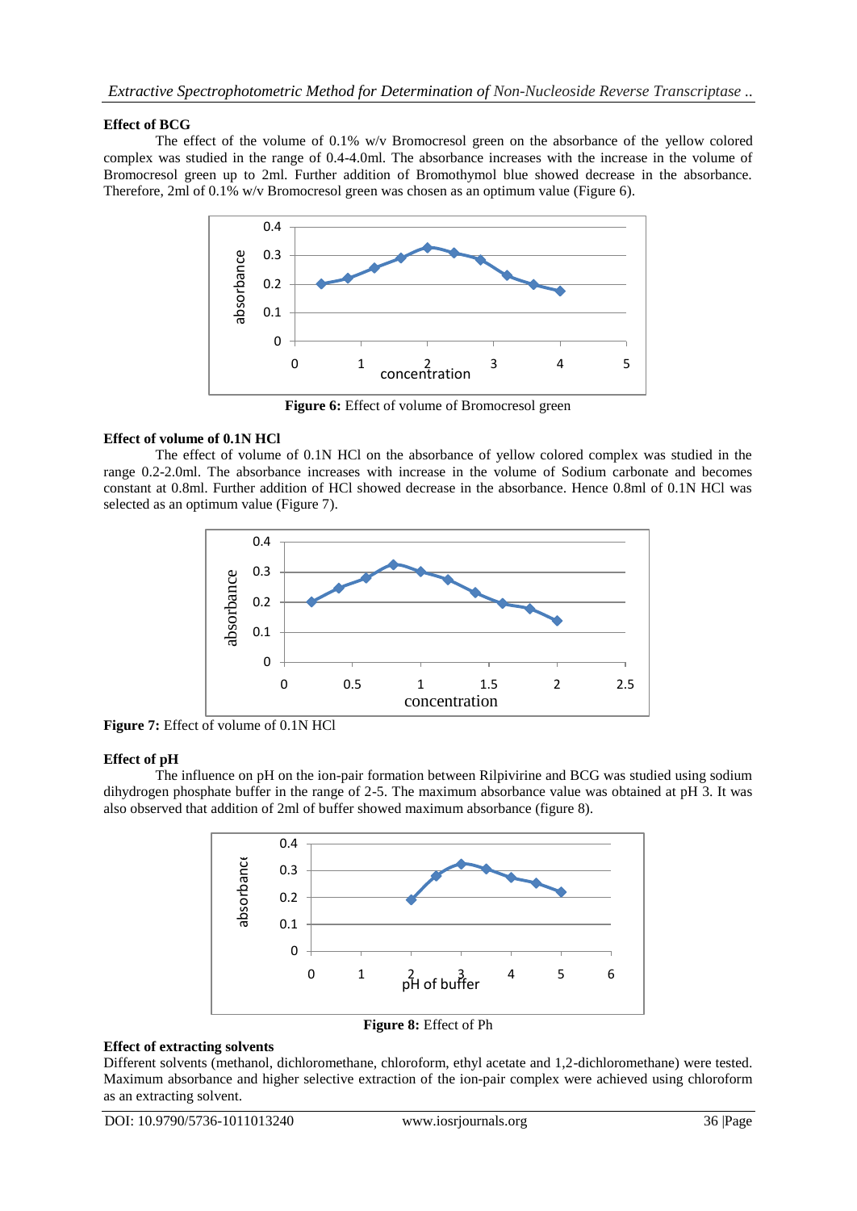### Effect of BCG

The effect of the volume of 0.1% w/v Bromocresol green on the absorbance of the yellow colored complex was studied in the range of 0.4-4.0ml. The absorbance increases with the increase in the volume of Bromocresol green up to 2ml. Further addition of Bromothymol blue showed decrease in the absorbance. Therefore, 2ml of 0.1% w/v Bromocresol green was chosen as an optimum value (Figure 6).

**Figure 6:** Effect of volume of Bromocresol green

### Effect of volume of 0.1N HCl

The effect of volume of 0.1N HCl on the absorbance of yellow colored complex was studied in the range 0.2-2.0ml. The absorbance increases with increase in the volume of Sodium carbonate and becomes constant at 0.8ml. Further addition of HCl showed decrease in the absorbance. Hence 0.8ml of 0.1N HCl was selected as an optimum value (Figure 7).

**Figure 7:** Effect of volume of 0.1N HCl

### Effect of pH

The influence on pH on the ion-pair formation between Rilpivirine and BCG was studied using sodium dihydrogen phosphate buffer in the range of 2-5. The maximum absorbance value was obtained at pH 3. It was also observed that addition of 2ml of buffer showed maximum absorbance (figure 8).

**Figure 8:** Effect of Ph

### Effect of extracting solvents

Different solvents (methanol, dichloromethane, chloroform, ethyl acetate and 1,2-dichloromethane) were tested. Maximum absorbance and higher selective extraction of the ion-pair complex were achieved using chloroform as an extracting solvent.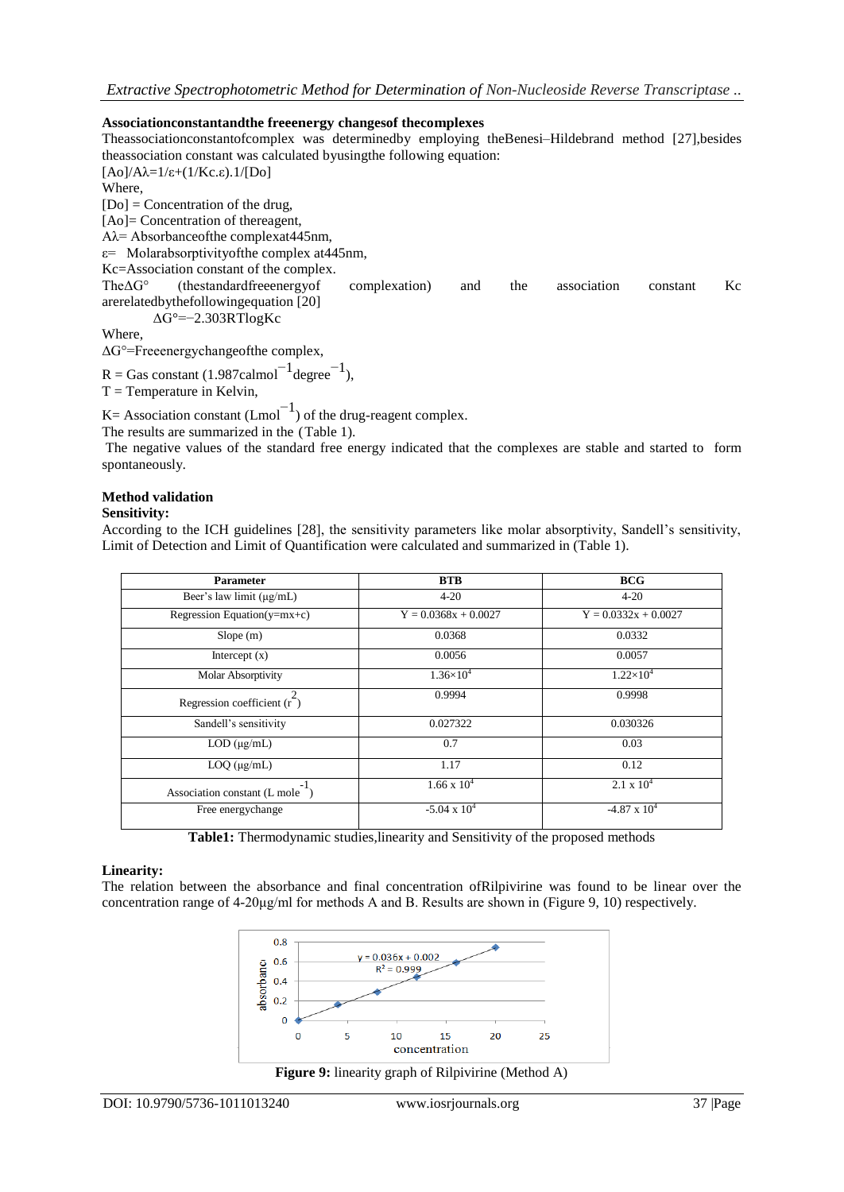**Associationconstantandthe freeenergy changesof thecomplexes**

Theassociationconstantofcomplex was determinedby employing theBenesi–Hildebrand method [27],besides theassociation constant was calculated byusingthe following equation:

$[Ao]/A\lambda=1/\varepsilon+(1/Kc.\varepsilon).1/[Do]$

Where,

[Do] = Concentration of the drug,

[Ao]= Concentration of thereagent,

Aλ= Absorbanceofthe complexat445nm,

ε= Molarabsorptivityofthe complex at445nm,

Kc=Association constant of the complex.

TheΔG° (thestandardfreeenergyof complexation) and the association constant Kc arerelatedbythefollowingequation [20]

$$\Delta G°=-2.303RT\log Kc$$

Where,

ΔG°=Freeenergychangeofthe complex,

R = Gas constant (1.987cal$mol^{-1}$degree$^{-1}$),

T = Temperature in Kelvin,

K= Association constant ($Lmol^{-1}$) of the drug-reagent complex.

The results are summarized in the (Table 1).

The negative values of the standard free energy indicated that the complexes are stable and started to form spontaneously.

**Method validation**

**Sensitivity:**

According to the ICH guidelines [28], the sensitivity parameters like molar absorptivity, Sandell's sensitivity, Limit of Detection and Limit of Quantification were calculated and summarized in (Table 1).

| Parameter | BTB | BCG |
|---|---|---|
| Beer's law limit (μg/mL) | 4-20 | 4-20 |
| Regression Equation(y=mx+c) | Y = 0.0368x + 0.0027 | Y = 0.0332x + 0.0027 |
| Slope (m) | 0.0368 | 0.0332 |
| Intercept (x) | 0.0056 | 0.0057 |
| Molar Absorptivity | $1.36\times10^4$ | $1.22\times10^4$ |
| Regression coefficient ($r^2$) | 0.9994 | 0.9998 |
| Sandell's sensitivity | 0.027322 | 0.030326 |
| LOD (μg/mL) | 0.7 | 0.03 |
| LOQ (μg/mL) | 1.17 | 0.12 |
| Association constant (L $mole^{-1}$) | $1.66 \times 10^4$ | $2.1 \times 10^4$ |
| Free energychange | $-5.04 \times 10^4$ | $-4.87 \times 10^4$ |

**Table1:** Thermodynamic studies,linearity and Sensitivity of the proposed methods

**Linearity:**

The relation between the absorbance and final concentration ofRilpivirine was found to be linear over the concentration range of 4-20μg/ml for methods A and B. Results are shown in (Figure 9, 10) respectively.

**Figure 9:** linearity graph of Rilpivirine (Method A)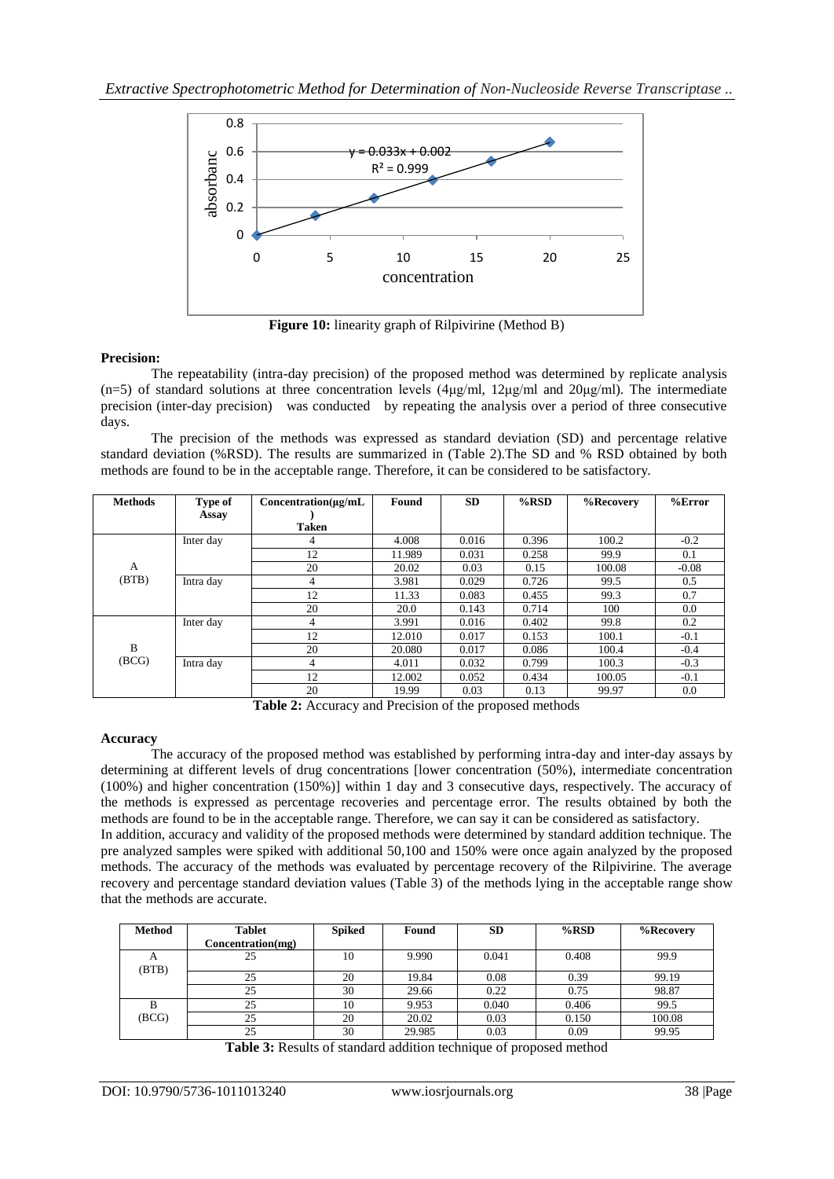**Figure 10:** linearity graph of Rilpivirine (Method B)

**Precision:**

The repeatability (intra-day precision) of the proposed method was determined by replicate analysis (n=5) of standard solutions at three concentration levels (4μg/ml, 12μg/ml and 20μg/ml). The intermediate precision (inter-day precision) was conducted by repeating the analysis over a period of three consecutive days.

The precision of the methods was expressed as standard deviation (SD) and percentage relative standard deviation (%RSD). The results are summarized in (Table 2).The SD and % RSD obtained by both methods are found to be in the acceptable range. Therefore, it can be considered to be satisfactory.

| Methods | Type of Assay | Concentration(μg/mL) Taken | Found | SD | %RSD | %Recovery | %Error |
|---|---|---|---|---|---|---|---|
| A (BTB) | Inter day | 4 | 4.008 | 0.016 | 0.396 | 100.2 | -0.2 |
| | | 12 | 11.989 | 0.031 | 0.258 | 99.9 | 0.1 |
| | | 20 | 20.02 | 0.03 | 0.15 | 100.08 | -0.08 |
| | Intra day | 4 | 3.981 | 0.029 | 0.726 | 99.5 | 0.5 |
| | | 12 | 11.33 | 0.083 | 0.455 | 99.3 | 0.7 |
| | | 20 | 20.0 | 0.143 | 0.714 | 100 | 0.0 |
| B (BCG) | Inter day | 4 | 3.991 | 0.016 | 0.402 | 99.8 | 0.2 |
| | | 12 | 12.010 | 0.017 | 0.153 | 100.1 | -0.1 |
| | | 20 | 20.080 | 0.017 | 0.086 | 100.4 | -0.4 |
| | Intra day | 4 | 4.011 | 0.032 | 0.799 | 100.3 | -0.3 |
| | | 12 | 12.002 | 0.052 | 0.434 | 100.05 | -0.1 |
| | | 20 | 19.99 | 0.03 | 0.13 | 99.97 | 0.0 |

**Table 2:** Accuracy and Precision of the proposed methods

**Accuracy**

The accuracy of the proposed method was established by performing intra-day and inter-day assays by determining at different levels of drug concentrations [lower concentration (50%), intermediate concentration (100%) and higher concentration (150%)] within 1 day and 3 consecutive days, respectively. The accuracy of the methods is expressed as percentage recoveries and percentage error. The results obtained by both the methods are found to be in the acceptable range. Therefore, we can say it can be considered as satisfactory.

In addition, accuracy and validity of the proposed methods were determined by standard addition technique. The pre analyzed samples were spiked with additional 50,100 and 150% were once again analyzed by the proposed methods. The accuracy of the methods was evaluated by percentage recovery of the Rilpivirine. The average recovery and percentage standard deviation values (Table 3) of the methods lying in the acceptable range show that the methods are accurate.

| Method | Tablet Concentration(mg) | Spiked | Found | SD | %RSD | %Recovery |
|---|---|---|---|---|---|---|
| A (BTB) | 25 | 10 | 9.990 | 0.041 | 0.408 | 99.9 |
| | 25 | 20 | 19.84 | 0.08 | 0.39 | 99.19 |
| | 25 | 30 | 29.66 | 0.22 | 0.75 | 98.87 |
| B (BCG) | 25 | 10 | 9.953 | 0.040 | 0.406 | 99.5 |
| | 25 | 20 | 20.02 | 0.03 | 0.150 | 100.08 |
| | 25 | 30 | 29.985 | 0.03 | 0.09 | 99.95 |

**Table 3:** Results of standard addition technique of proposed method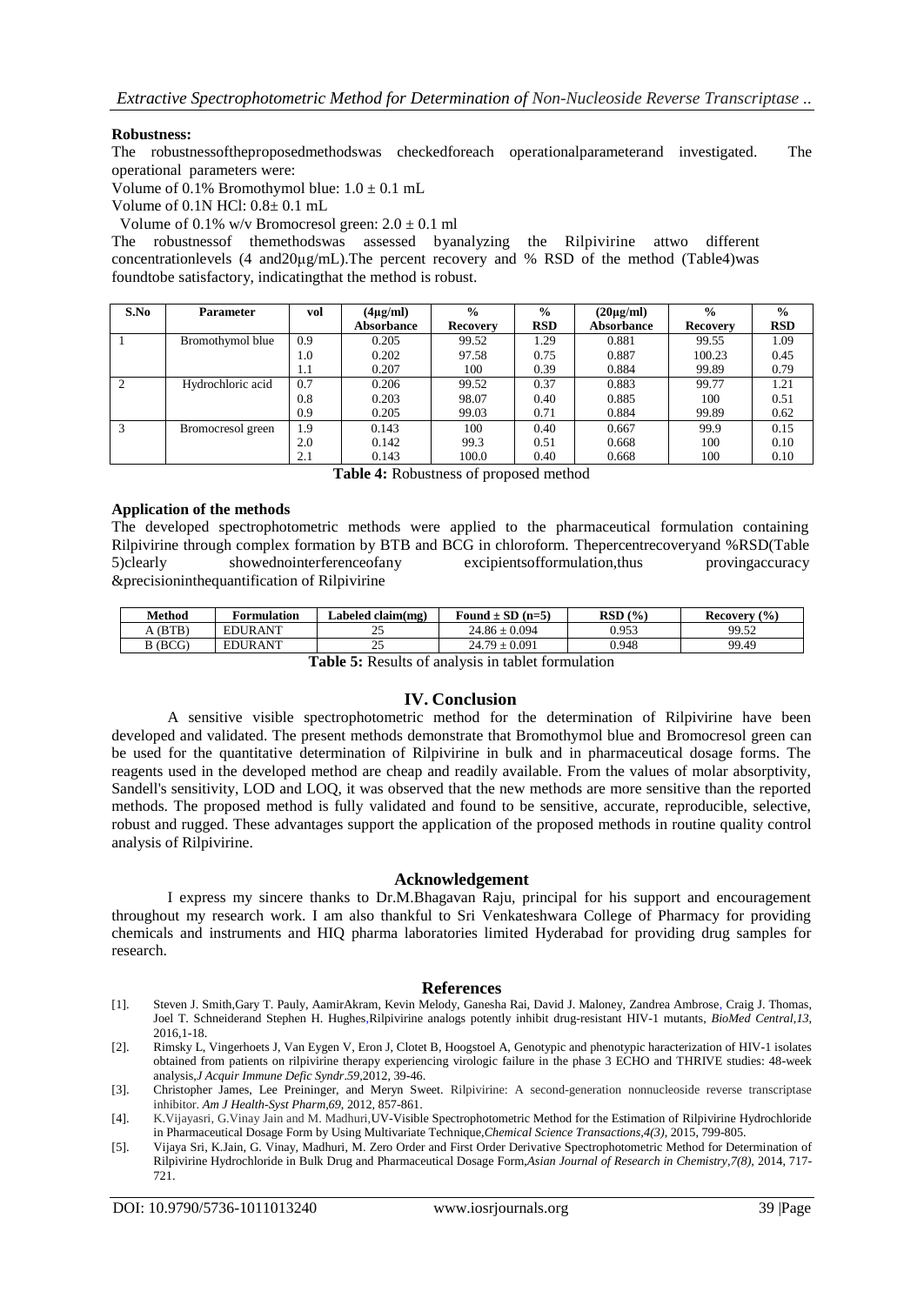**Robustness:**

The robustnessoftheproposedmethodswas checkedforeach operationalparameterand investigated. The operational parameters were:

Volume of 0.1% Bromothymol blue: 1.0 ± 0.1 mL

Volume of 0.1N HCl: 0.8± 0.1 mL

Volume of 0.1% w/v Bromocresol green: 2.0 ± 0.1 ml

The robustnessof themethodswas assessed byanalyzing the Rilpivirine attwo different concentrationlevels (4 and20µg/mL).The percent recovery and % RSD of the method (Table4)was foundtobe satisfactory, indicatingthat the method is robust.

| S.No | Parameter | vol | (4µg/ml) Absorbance | % Recovery | % RSD | (20µg/ml) Absorbance | % Recovery | % RSD |
|---|---|---|---|---|---|---|---|---|
| 1 | Bromothymol blue | 0.9 | 0.205 | 99.52 | 1.29 | 0.881 | 99.55 | 1.09 |
| | | 1.0 | 0.202 | 97.58 | 0.75 | 0.887 | 100.23 | 0.45 |
| | | 1.1 | 0.207 | 100 | 0.39 | 0.884 | 99.89 | 0.79 |
| 2 | Hydrochloric acid | 0.7 | 0.206 | 99.52 | 0.37 | 0.883 | 99.77 | 1.21 |
| | | 0.8 | 0.203 | 98.07 | 0.40 | 0.885 | 100 | 0.51 |
| | | 0.9 | 0.205 | 99.03 | 0.71 | 0.884 | 99.89 | 0.62 |
| 3 | Bromocresol green | 1.9 | 0.143 | 100 | 0.40 | 0.667 | 99.9 | 0.15 |
| | | 2.0 | 0.142 | 99.3 | 0.51 | 0.668 | 100 | 0.10 |
| | | 2.1 | 0.143 | 100.0 | 0.40 | 0.668 | 100 | 0.10 |

**Table 4:** Robustness of proposed method

**Application of the methods**

The developed spectrophotometric methods were applied to the pharmaceutical formulation containing Rilpivirine through complex formation by BTB and BCG in chloroform. Thepercentrecoveryand %RSD(Table 5)clearly showednointerferenceofany excipientsofformulation,thus provingaccuracy &precisioninthequantification of Rilpivirine

| Method | Formulation | Labeled claim(mg) | Found ± SD (n=5) | RSD (%) | Recovery (%) |
|---|---|---|---|---|---|
| A (BTB) | EDURANT | 25 | 24.86 ± 0.094 | 0.953 | 99.52 |
| B (BCG) | EDURANT | 25 | 24.79 ± 0.091 | 0.948 | 99.49 |

**Table 5:** Results of analysis in tablet formulation

## IV. Conclusion

A sensitive visible spectrophotometric method for the determination of Rilpivirine have been developed and validated. The present methods demonstrate that Bromothymol blue and Bromocresol green can be used for the quantitative determination of Rilpivirine in bulk and in pharmaceutical dosage forms. The reagents used in the developed method are cheap and readily available. From the values of molar absorptivity, Sandell's sensitivity, LOD and LOQ, it was observed that the new methods are more sensitive than the reported methods. The proposed method is fully validated and found to be sensitive, accurate, reproducible, selective, robust and rugged. These advantages support the application of the proposed methods in routine quality control analysis of Rilpivirine.

## Acknowledgement

I express my sincere thanks to Dr.M.Bhagavan Raju, principal for his support and encouragement throughout my research work. I am also thankful to Sri Venkateshwara College of Pharmacy for providing chemicals and instruments and HIQ pharma laboratories limited Hyderabad for providing drug samples for research.

## References

[1]. Steven J. Smith,Gary T. Pauly, AamirAkram, Kevin Melody, Ganesha Rai, David J. Maloney, Zandrea Ambrose, Craig J. Thomas, Joel T. Schneiderand Stephen H. Hughes,Rilpivirine analogs potently inhibit drug-resistant HIV-1 mutants, *BioMed Central,13*, 2016,1-18.

[2]. Rimsky L, Vingerhoets J, Van Eygen V, Eron J, Clotet B, Hoogstoel A, Genotypic and phenotypic haracterization of HIV-1 isolates obtained from patients on rilpivirine therapy experiencing virologic failure in the phase 3 ECHO and THRIVE studies: 48-week analysis,*J Acquir Immune Defic Syndr.59*,2012, 39-46.

[3]. Christopher James, Lee Preininger, and Meryn Sweet. Rilpivirine: A second-generation nonnucleoside reverse transcriptase inhibitor. *Am J Health-Syst Pharm,69*, 2012, 857-861.

[4]. K.Vijayasri, G.Vinay Jain and M. Madhuri,UV-Visible Spectrophotometric Method for the Estimation of Rilpivirine Hydrochloride in Pharmaceutical Dosage Form by Using Multivariate Technique,*Chemical Science Transactions,4(3)*, 2015, 799-805.

[5]. Vijaya Sri, K.Jain, G. Vinay, Madhuri, M. Zero Order and First Order Derivative Spectrophotometric Method for Determination of Rilpivirine Hydrochloride in Bulk Drug and Pharmaceutical Dosage Form,*Asian Journal of Research in Chemistry,7(8)*, 2014, 717-721.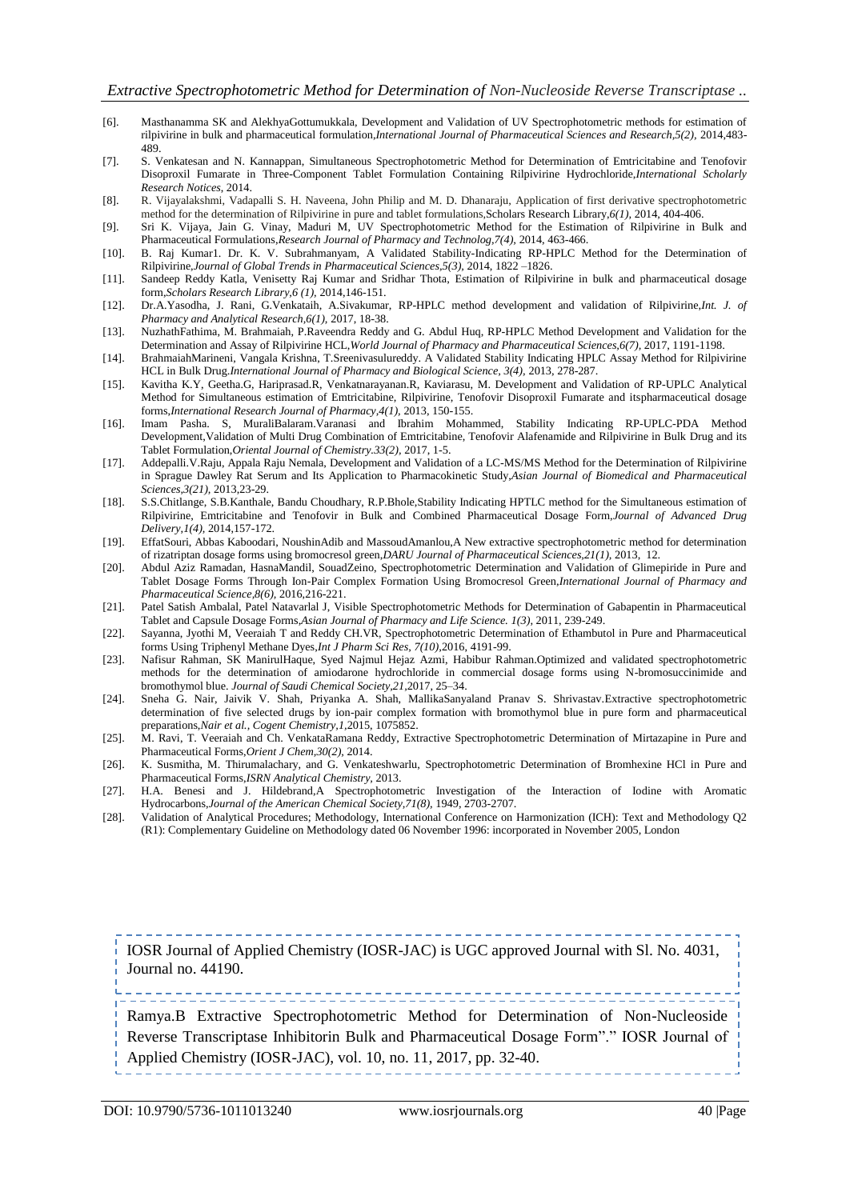[6]. Masthanamma SK and AlekhyaGottumukkala, Development and Validation of UV Spectrophotometric methods for estimation of rilpivirine in bulk and pharmaceutical formulation,*International Journal of Pharmaceutical Sciences and Research,5(2),* 2014,483-489.

[7]. S. Venkatesan and N. Kannappan, Simultaneous Spectrophotometric Method for Determination of Emtricitabine and Tenofovir Disoproxil Fumarate in Three-Component Tablet Formulation Containing Rilpivirine Hydrochloride,*International Scholarly Research Notices,* 2014.

[8]. R. Vijayalakshmi, Vadapalli S. H. Naveena, John Philip and M. D. Dhanaraju, Application of first derivative spectrophotometric method for the determination of Rilpivirine in pure and tablet formulations,Scholars Research Library,*6(1),* 2014, 404-406.

[9]. Sri K. Vijaya, Jain G. Vinay, Maduri M, UV Spectrophotometric Method for the Estimation of Rilpivirine in Bulk and Pharmaceutical Formulations,*Research Journal of Pharmacy and Technolog,7(4),* 2014, 463-466.

[10]. B. Raj Kumar1. Dr. K. V. Subrahmanyam, A Validated Stability-Indicating RP-HPLC Method for the Determination of Rilpivirine,*Journal of Global Trends in Pharmaceutical Sciences,5(3),* 2014, 1822 –1826.

[11]. Sandeep Reddy Katla, Venisetty Raj Kumar and Sridhar Thota, Estimation of Rilpivirine in bulk and pharmaceutical dosage form,*Scholars Research Library,6 (1),* 2014,146-151.

[12]. Dr.A.Yasodha, J. Rani, G.Venkataih, A.Sivakumar, RP-HPLC method development and validation of Rilpivirine,*Int. J. of Pharmacy and Analytical Research,6(1),* 2017, 18-38.

[13]. NuzhathFathima, M. Brahmaiah, P.Raveendra Reddy and G. Abdul Huq, RP-HPLC Method Development and Validation for the Determination and Assay of Rilpivirine HCL,*World Journal of Pharmacy and Pharmaceutical Sciences,6(7),* 2017, 1191-1198.

[14]. BrahmaiahMarineni, Vangala Krishna, T.Sreenivasulureddy. A Validated Stability Indicating HPLC Assay Method for Rilpivirine HCL in Bulk Drug.*International Journal of Pharmacy and Biological Science, 3(4),* 2013, 278-287.

[15]. Kavitha K.Y, Geetha.G, Hariprasad.R, Venkatnarayanan.R, Kaviarasu, M. Development and Validation of RP-UPLC Analytical Method for Simultaneous estimation of Emtricitabine, Rilpivirine, Tenofovir Disoproxil Fumarate and itspharmaceutical dosage forms,*International Research Journal of Pharmacy,4(1),* 2013, 150-155.

[16]. Imam Pasha. S, MuraliBalaram.Varanasi and Ibrahim Mohammed, Stability Indicating RP-UPLC-PDA Method Development,Validation of Multi Drug Combination of Emtricitabine, Tenofovir Alafenamide and Rilpivirine in Bulk Drug and its Tablet Formulation,*Oriental Journal of Chemistry.33(2),* 2017, 1-5.

[17]. Addepalli.V.Raju, Appala Raju Nemala, Development and Validation of a LC-MS/MS Method for the Determination of Rilpivirine in Sprague Dawley Rat Serum and Its Application to Pharmacokinetic Study,*Asian Journal of Biomedical and Pharmaceutical Sciences,3(21),* 2013,23-29.

[18]. S.S.Chitlange, S.B.Kanthale, Bandu Choudhary, R.P.Bhole,Stability Indicating HPTLC method for the Simultaneous estimation of Rilpivirine, Emtricitabine and Tenofovir in Bulk and Combined Pharmaceutical Dosage Form,*Journal of Advanced Drug Delivery,1(4),* 2014,157-172.

[19]. EffatSouri, Abbas Kaboodari, NoushinAdib and MassoudAmanlou,A New extractive spectrophotometric method for determination of rizatriptan dosage forms using bromocresol green,*DARU Journal of Pharmaceutical Sciences,21(1),* 2013, 12.

[20]. Abdul Aziz Ramadan, HasnaMandil, SouadZeino, Spectrophotometric Determination and Validation of Glimepiride in Pure and Tablet Dosage Forms Through Ion-Pair Complex Formation Using Bromocresol Green,*International Journal of Pharmacy and Pharmaceutical Science,8(6),* 2016,216-221.

[21]. Patel Satish Ambalal, Patel Natavarlal J, Visible Spectrophotometric Methods for Determination of Gabapentin in Pharmaceutical Tablet and Capsule Dosage Forms,*Asian Journal of Pharmacy and Life Science. 1(3),* 2011, 239-249.

[22]. Sayanna, Jyothi M, Veeraiah T and Reddy CH.VR, Spectrophotometric Determination of Ethambutol in Pure and Pharmaceutical forms Using Triphenyl Methane Dyes,*Int J Pharm Sci Res, 7(10),*2016, 4191-99.

[23]. Nafisur Rahman, SK ManirulHaque, Syed Najmul Hejaz Azmi, Habibur Rahman.Optimized and validated spectrophotometric methods for the determination of amiodarone hydrochloride in commercial dosage forms using N-bromosuccinimide and bromothymol blue. *Journal of Saudi Chemical Society,21,*2017, 25–34.

[24]. Sneha G. Nair, Jaivik V. Shah, Priyanka A. Shah, MallikaSanyaland Pranav S. Shrivastav.Extractive spectrophotometric determination of five selected drugs by ion-pair complex formation with bromothymol blue in pure form and pharmaceutical preparations,*Nair et al., Cogent Chemistry,1,*2015, 1075852.

[25]. M. Ravi, T. Veeraiah and Ch. VenkataRamana Reddy, Extractive Spectrophotometric Determination of Mirtazapine in Pure and Pharmaceutical Forms,*Orient J Chem,30(2),* 2014.

[26]. K. Susmitha, M. Thirumalachary, and G. Venkateshwarlu, Spectrophotometric Determination of Bromhexine HCl in Pure and Pharmaceutical Forms,*ISRN Analytical Chemistry,* 2013.

[27]. H.A. Benesi and J. Hildebrand,A Spectrophotometric Investigation of the Interaction of Iodine with Aromatic Hydrocarbons,*Journal of the American Chemical Society,71(8),* 1949, 2703-2707.

[28]. Validation of Analytical Procedures; Methodology, International Conference on Harmonization (ICH): Text and Methodology Q2 (R1): Complementary Guideline on Methodology dated 06 November 1996: incorporated in November 2005, London

IOSR Journal of Applied Chemistry (IOSR-JAC) is UGC approved Journal with Sl. No. 4031, Journal no. 44190.

Ramya.B Extractive Spectrophotometric Method for Determination of Non-Nucleoside Reverse Transcriptase Inhibitorin Bulk and Pharmaceutical Dosage Form”.” IOSR Journal of Applied Chemistry (IOSR-JAC), vol. 10, no. 11, 2017, pp. 32-40.